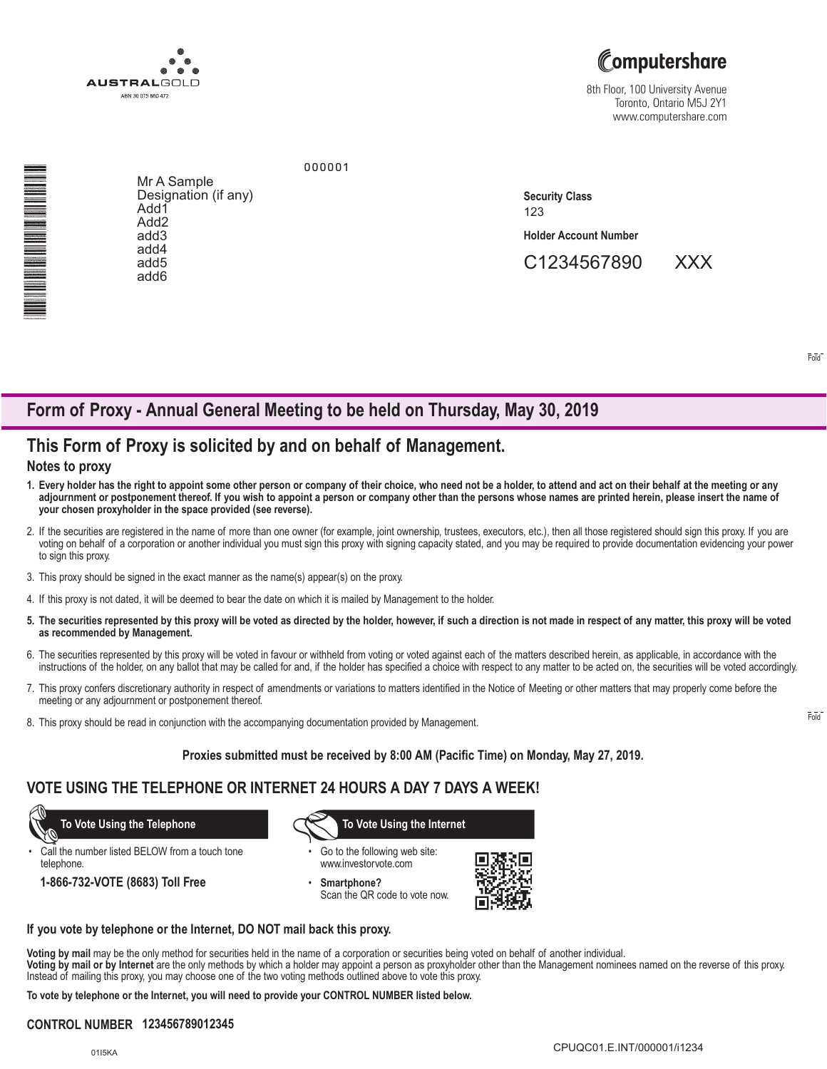AUSTRALGOLD
ABN 30 075 860 472

Computershare
8th Floor, 100 University Avenue
Toronto, Ontario M5J 2Y1
www.computershare.com

000001

Mr A Sample
Designation (if any)
Add1
Add2
add3
add4
add5
add6

**Security Class**
123

**Holder Account Number**
C1234567890 XXX

Fold

## Form of Proxy - Annual General Meeting to be held on Thursday, May 30, 2019

## This Form of Proxy is solicited by and on behalf of Management.

### Notes to proxy

1. **Every holder has the right to appoint some other person or company of their choice, who need not be a holder, to attend and act on their behalf at the meeting or any adjournment or postponement thereof. If you wish to appoint a person or company other than the persons whose names are printed herein, please insert the name of your chosen proxyholder in the space provided (see reverse).**
2. If the securities are registered in the name of more than one owner (for example, joint ownership, trustees, executors, etc.), then all those registered should sign this proxy. If you are voting on behalf of a corporation or another individual you must sign this proxy with signing capacity stated, and you may be required to provide documentation evidencing your power to sign this proxy.
3. This proxy should be signed in the exact manner as the name(s) appear(s) on the proxy.
4. If this proxy is not dated, it will be deemed to bear the date on which it is mailed by Management to the holder.
5. **The securities represented by this proxy will be voted as directed by the holder, however, if such a direction is not made in respect of any matter, this proxy will be voted as recommended by Management.**
6. The securities represented by this proxy will be voted in favour or withheld from voting or voted against each of the matters described herein, as applicable, in accordance with the instructions of the holder, on any ballot that may be called for and, if the holder has specified a choice with respect to any matter to be acted on, the securities will be voted accordingly.
7. This proxy confers discretionary authority in respect of amendments or variations to matters identified in the Notice of Meeting or other matters that may properly come before the meeting or any adjournment or postponement thereof.
8. This proxy should be read in conjunction with the accompanying documentation provided by Management.

Fold

**Proxies submitted must be received by 8:00 AM (Pacific Time) on Monday, May 27, 2019.**

## VOTE USING THE TELEPHONE OR INTERNET 24 HOURS A DAY 7 DAYS A WEEK!

**To Vote Using the Telephone**

- Call the number listed BELOW from a touch tone telephone.

**1-866-732-VOTE (8683) Toll Free**

**To Vote Using the Internet**

- Go to the following web site: www.investorvote.com
- **Smartphone?** Scan the QR code to vote now.

**If you vote by telephone or the Internet, DO NOT mail back this proxy.**

**Voting by mail** may be the only method for securities held in the name of a corporation or securities being voted on behalf of another individual.
**Voting by mail or by Internet** are the only methods by which a holder may appoint a person as proxyholder other than the Management nominees named on the reverse of this proxy. Instead of mailing this proxy, you may choose one of the two voting methods outlined above to vote this proxy.

**To vote by telephone or the Internet, you will need to provide your CONTROL NUMBER listed below.**

**CONTROL NUMBER 123456789012345**

01I5KA

CPUQC01.E.INT/000001/i1234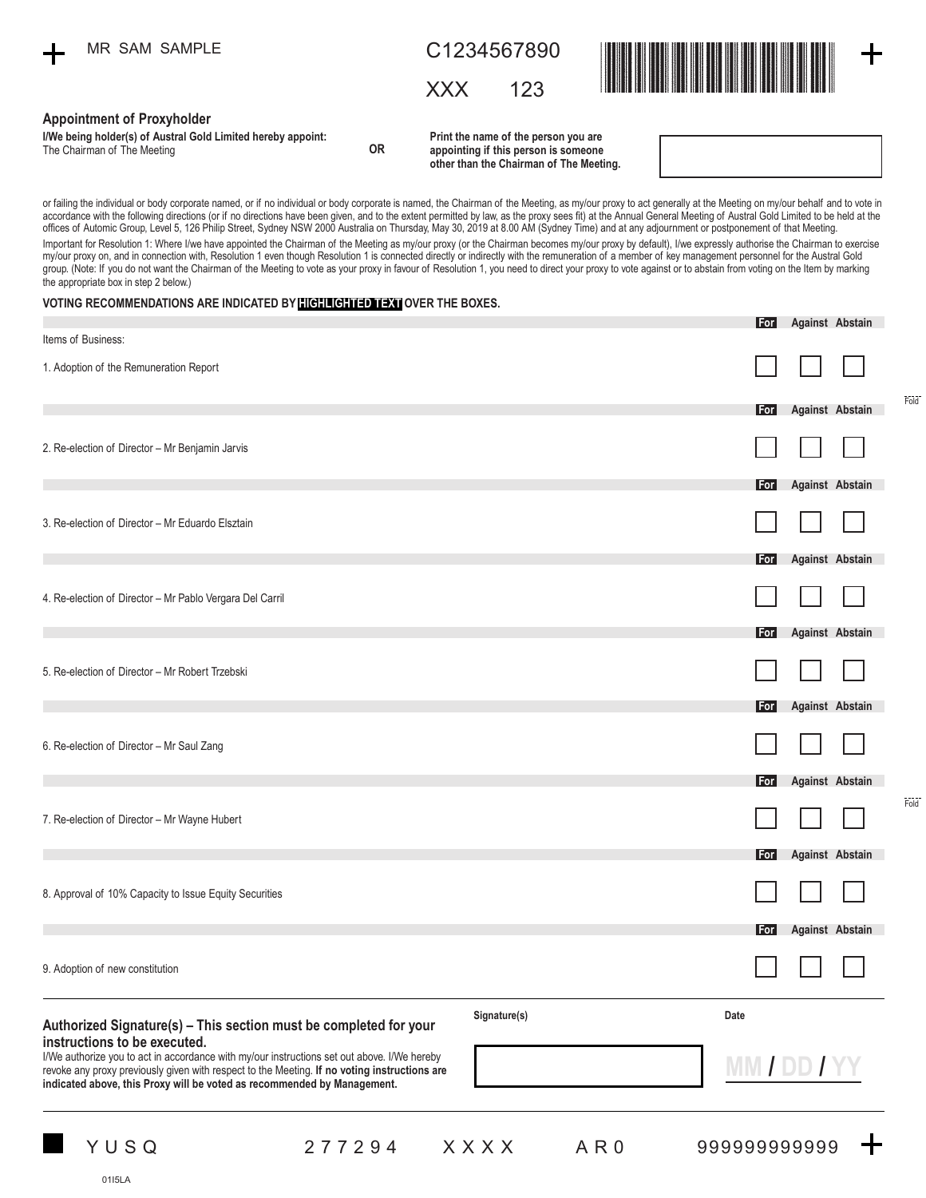MR SAM SAMPLE

C1234567890

XXX 123

**Appointment of Proxyholder**

**I/We being holder(s) of Austral Gold Limited hereby appoint:**
The Chairman of The Meeting **OR** **Print the name of the person you are appointing if this person is someone other than the Chairman of The Meeting.**

or failing the individual or body corporate named, or if no individual or body corporate is named, the Chairman of the Meeting, as my/our proxy to act generally at the Meeting on my/our behalf and to vote in accordance with the following directions (or if no directions have been given, and to the extent permitted by law, as the proxy sees fit) at the Annual General Meeting of Austral Gold Limited to be held at the offices of Automic Group, Level 5, 126 Philip Street, Sydney NSW 2000 Australia on Thursday, May 30, 2019 at 8.00 AM (Sydney Time) and at any adjournment or postponement of that Meeting.

Important for Resolution 1: Where I/we have appointed the Chairman of the Meeting as my/our proxy (or the Chairman becomes my/our proxy by default), I/we expressly authorise the Chairman to exercise my/our proxy on, and in connection with, Resolution 1 even though Resolution 1 is connected directly or indirectly with the remuneration of a member of key management personnel for the Austral Gold group. (Note: If you do not want the Chairman of the Meeting to vote as your proxy in favour of Resolution 1, you need to direct your proxy to vote against or to abstain from voting on the Item by marking the appropriate box in step 2 below.)

**VOTING RECOMMENDATIONS ARE INDICATED BY HIGHLIGHTED TEXT OVER THE BOXES.**

| Items of Business: | For | Against | Abstain |
|---|---|---|---|
| 1. Adoption of the Remuneration Report | ☐ | ☐ | ☐ |
| 2. Re-election of Director – Mr Benjamin Jarvis | ☐ | ☐ | ☐ |
| 3. Re-election of Director – Mr Eduardo Elsztain | ☐ | ☐ | ☐ |
| 4. Re-election of Director – Mr Pablo Vergara Del Carril | ☐ | ☐ | ☐ |
| 5. Re-election of Director – Mr Robert Trzebski | ☐ | ☐ | ☐ |
| 6. Re-election of Director – Mr Saul Zang | ☐ | ☐ | ☐ |
| 7. Re-election of Director – Mr Wayne Hubert | ☐ | ☐ | ☐ |
| 8. Approval of 10% Capacity to Issue Equity Securities | ☐ | ☐ | ☐ |
| 9. Adoption of new constitution | ☐ | ☐ | ☐ |

**Authorized Signature(s) – This section must be completed for your instructions to be executed.**

I/We authorize you to act in accordance with my/our instructions set out above. I/We hereby revoke any proxy previously given with respect to the Meeting. **If no voting instructions are indicated above, this Proxy will be voted as recommended by Management.**

Signature(s)

Date

MM / DD / YY

YUSQ 277294 XXXX AR0 999999999999

01I5LA